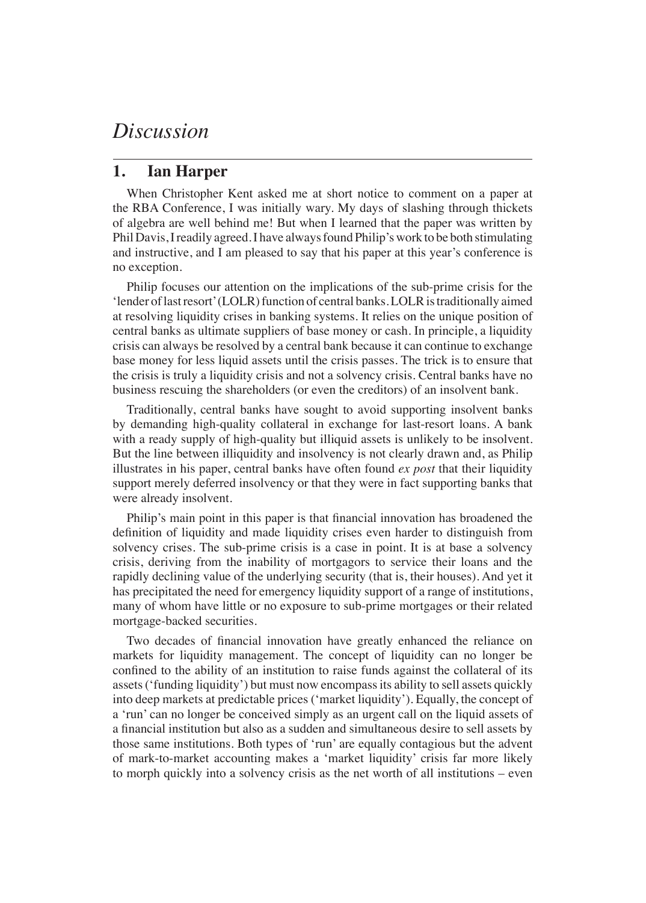# *Discussion*

## 1. Ian Harper

When Christopher Kent asked me at short notice to comment on a paper at the RBA Conference, I was initially wary. My days of slashing through thickets of algebra are well behind me! But when I learned that the paper was written by Phil Davis, I readily agreed. I have always found Philip's work to be both stimulating and instructive, and I am pleased to say that his paper at this year's conference is no exception.

Philip focuses our attention on the implications of the sub-prime crisis for the 'lender of last resort' (LOLR) function of central banks. LOLR is traditionally aimed at resolving liquidity crises in banking systems. It relies on the unique position of central banks as ultimate suppliers of base money or cash. In principle, a liquidity crisis can always be resolved by a central bank because it can continue to exchange base money for less liquid assets until the crisis passes. The trick is to ensure that the crisis is truly a liquidity crisis and not a solvency crisis. Central banks have no business rescuing the shareholders (or even the creditors) of an insolvent bank.

Traditionally, central banks have sought to avoid supporting insolvent banks by demanding high-quality collateral in exchange for last-resort loans. A bank with a ready supply of high-quality but illiquid assets is unlikely to be insolvent. But the line between illiquidity and insolvency is not clearly drawn and, as Philip illustrates in his paper, central banks have often found *ex post* that their liquidity support merely deferred insolvency or that they were in fact supporting banks that were already insolvent.

Philip's main point in this paper is that financial innovation has broadened the definition of liquidity and made liquidity crises even harder to distinguish from solvency crises. The sub-prime crisis is a case in point. It is at base a solvency crisis, deriving from the inability of mortgagors to service their loans and the rapidly declining value of the underlying security (that is, their houses). And yet it has precipitated the need for emergency liquidity support of a range of institutions, many of whom have little or no exposure to sub-prime mortgages or their related mortgage-backed securities.

Two decades of financial innovation have greatly enhanced the reliance on markets for liquidity management. The concept of liquidity can no longer be confined to the ability of an institution to raise funds against the collateral of its assets ('funding liquidity') but must now encompass its ability to sell assets quickly into deep markets at predictable prices ('market liquidity'). Equally, the concept of a 'run' can no longer be conceived simply as an urgent call on the liquid assets of a financial institution but also as a sudden and simultaneous desire to sell assets by those same institutions. Both types of 'run' are equally contagious but the advent of mark-to-market accounting makes a 'market liquidity' crisis far more likely to morph quickly into a solvency crisis as the net worth of all institutions – even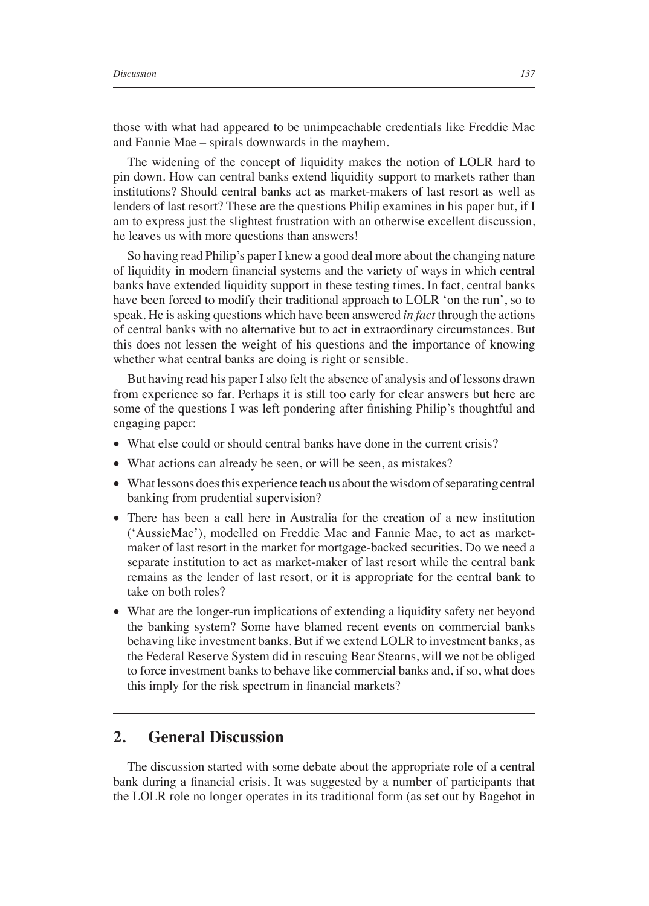those with what had appeared to be unimpeachable credentials like Freddie Mac and Fannie Mae – spirals downwards in the mayhem.

The widening of the concept of liquidity makes the notion of LOLR hard to pin down. How can central banks extend liquidity support to markets rather than institutions? Should central banks act as market-makers of last resort as well as lenders of last resort? These are the questions Philip examines in his paper but, if I am to express just the slightest frustration with an otherwise excellent discussion, he leaves us with more questions than answers!

So having read Philip's paper I knew a good deal more about the changing nature of liquidity in modern financial systems and the variety of ways in which central banks have extended liquidity support in these testing times. In fact, central banks have been forced to modify their traditional approach to LOLR 'on the run', so to speak. He is asking questions which have been answered *in fact* through the actions of central banks with no alternative but to act in extraordinary circumstances. But this does not lessen the weight of his questions and the importance of knowing whether what central banks are doing is right or sensible.

But having read his paper I also felt the absence of analysis and of lessons drawn from experience so far. Perhaps it is still too early for clear answers but here are some of the questions I was left pondering after finishing Philip's thoughtful and engaging paper:

- What else could or should central banks have done in the current crisis?
- What actions can already be seen, or will be seen, as mistakes?
- What lessons does this experience teach us about the wisdom of separating central banking from prudential supervision?
- There has been a call here in Australia for the creation of a new institution ('AussieMac'), modelled on Freddie Mac and Fannie Mae, to act as market-maker of last resort in the market for mortgage-backed securities. Do we need a separate institution to act as market-maker of last resort while the central bank remains as the lender of last resort, or it is appropriate for the central bank to take on both roles?
- What are the longer-run implications of extending a liquidity safety net beyond the banking system? Some have blamed recent events on commercial banks behaving like investment banks. But if we extend LOLR to investment banks, as the Federal Reserve System did in rescuing Bear Stearns, will we not be obliged to force investment banks to behave like commercial banks and, if so, what does this imply for the risk spectrum in financial markets?

## 2. General Discussion

The discussion started with some debate about the appropriate role of a central bank during a financial crisis. It was suggested by a number of participants that the LOLR role no longer operates in its traditional form (as set out by Bagehot in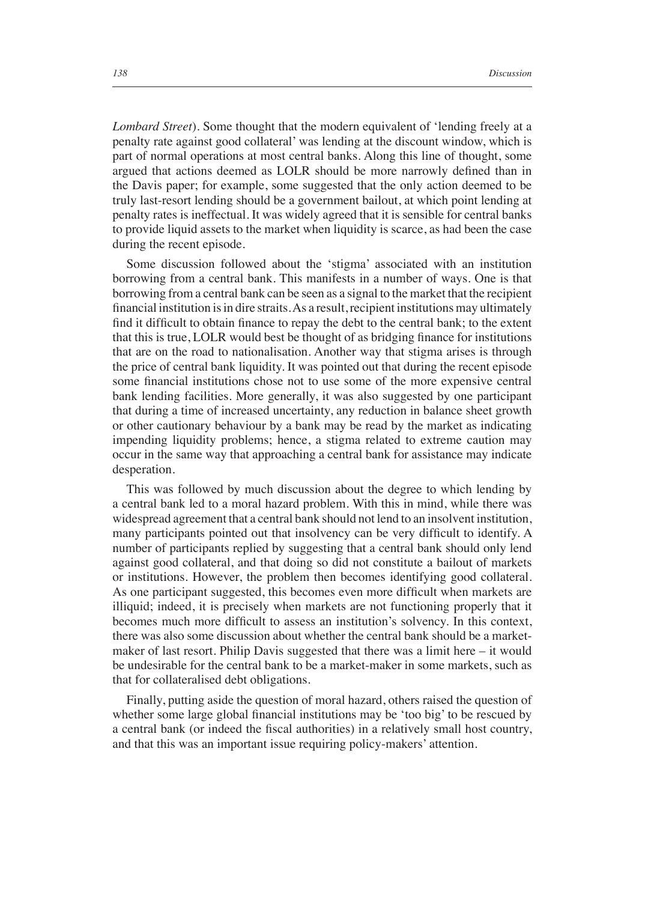*Lombard Street*). Some thought that the modern equivalent of 'lending freely at a penalty rate against good collateral' was lending at the discount window, which is part of normal operations at most central banks. Along this line of thought, some argued that actions deemed as LOLR should be more narrowly defined than in the Davis paper; for example, some suggested that the only action deemed to be truly last-resort lending should be a government bailout, at which point lending at penalty rates is ineffectual. It was widely agreed that it is sensible for central banks to provide liquid assets to the market when liquidity is scarce, as had been the case during the recent episode.

Some discussion followed about the 'stigma' associated with an institution borrowing from a central bank. This manifests in a number of ways. One is that borrowing from a central bank can be seen as a signal to the market that the recipient financial institution is in dire straits. As a result, recipient institutions may ultimately find it difficult to obtain finance to repay the debt to the central bank; to the extent that this is true, LOLR would best be thought of as bridging finance for institutions that are on the road to nationalisation. Another way that stigma arises is through the price of central bank liquidity. It was pointed out that during the recent episode some financial institutions chose not to use some of the more expensive central bank lending facilities. More generally, it was also suggested by one participant that during a time of increased uncertainty, any reduction in balance sheet growth or other cautionary behaviour by a bank may be read by the market as indicating impending liquidity problems; hence, a stigma related to extreme caution may occur in the same way that approaching a central bank for assistance may indicate desperation.

This was followed by much discussion about the degree to which lending by a central bank led to a moral hazard problem. With this in mind, while there was widespread agreement that a central bank should not lend to an insolvent institution, many participants pointed out that insolvency can be very difficult to identify. A number of participants replied by suggesting that a central bank should only lend against good collateral, and that doing so did not constitute a bailout of markets or institutions. However, the problem then becomes identifying good collateral. As one participant suggested, this becomes even more difficult when markets are illiquid; indeed, it is precisely when markets are not functioning properly that it becomes much more difficult to assess an institution's solvency. In this context, there was also some discussion about whether the central bank should be a market-maker of last resort. Philip Davis suggested that there was a limit here – it would be undesirable for the central bank to be a market-maker in some markets, such as that for collateralised debt obligations.

Finally, putting aside the question of moral hazard, others raised the question of whether some large global financial institutions may be 'too big' to be rescued by a central bank (or indeed the fiscal authorities) in a relatively small host country, and that this was an important issue requiring policy-makers' attention.